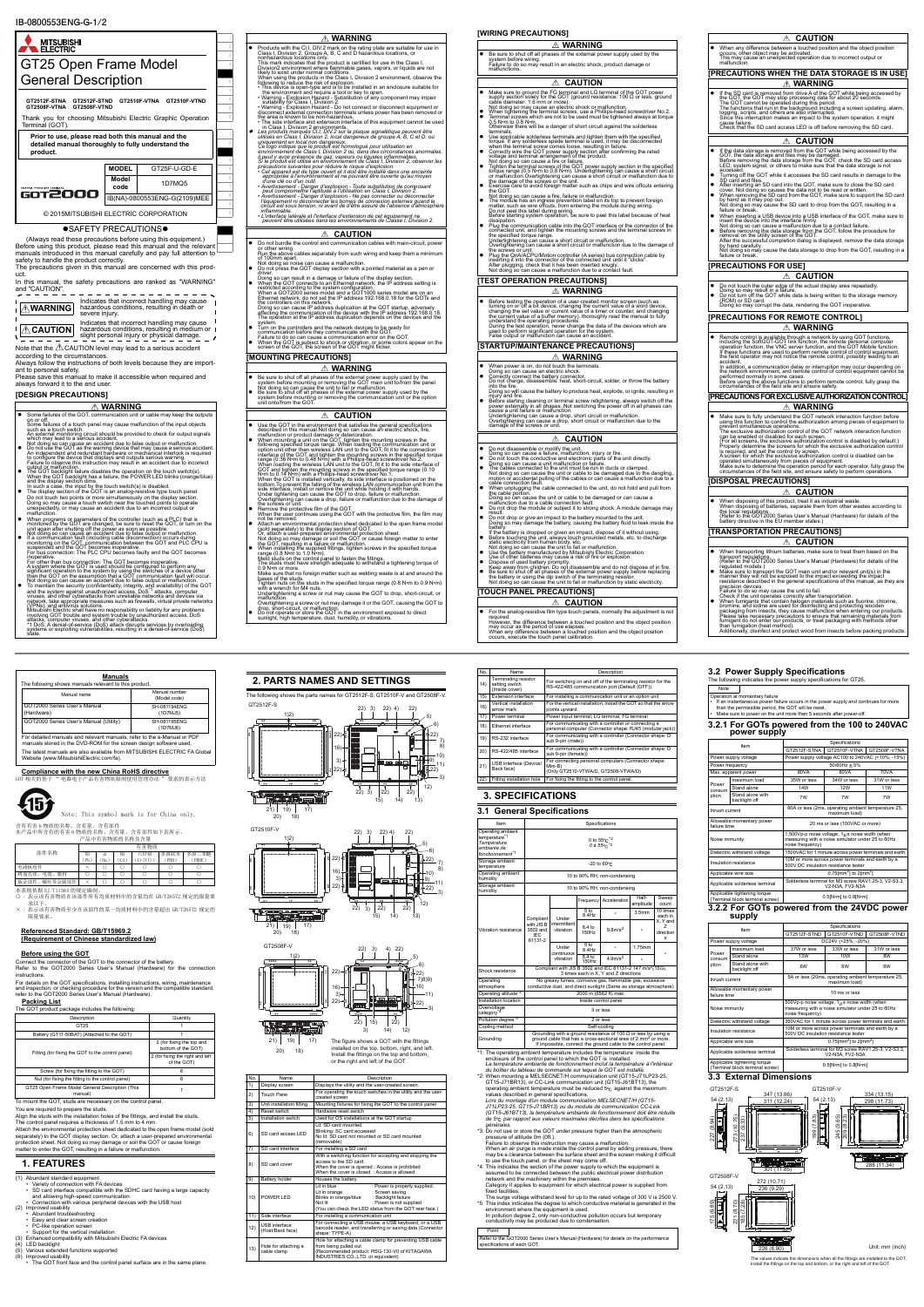IB-0800553ENG-G-1/2

# GT25 Open Frame Model General Description

GT2512F-STNA GT2512F-STND GT2510F-VTNA GT2510F-VTND
GT2508F-VTNA GT2508F-VTND

Thank you for choosing Mitsubishi Electric Graphic Operation Terminal (GOT).

**Prior to use, please read both this manual and the detailed manual thoroughly to fully understand the product.**

| MODEL | GT25F-U-GD-E |
|---|---|
| Model code | 1D7MQ5 |
| | IB(NA)-0800553ENG-G(2109)MEE |

© 2015MITSUBISHI ELECTRIC CORPORATION

## ●SAFETY PRECAUTIONS●

(Always read these precautions before using this equipment.)

Before using this product, please read this manual and the relevant manuals introduced in this manual carefully and pay full attention to safety to handle the product correctly.

The precautions given in this manual are concerned with this product.

In this manual, the safety precautions are ranked as "WARNING" and "CAUTION".

| ⚠WARNING | Indicates that incorrect handling may cause hazardous conditions, resulting in death or severe injury. |
|---|---|
| ⚠CAUTION | Indicates that incorrect handling may cause hazardous conditions, resulting in medium or slight personal injury or physical damage. |

Note that the ⚠CAUTION level may lead to a serious accident according to the circumstances.

Always follow the instructions of both levels because they are important to personal safety.

Please save this manual to make it accessible when required and always forward it to the end user.

### [DESIGN PRECAUTIONS]

**⚠ WARNING**

- Some failures of the GOT, communication unit or cable may keep the outputs on or off.
  Some failures of a touch panel may cause malfunction of the input objects such as a touch switch.
  An external monitoring circuit should be provided to check for output signals which may lead to a serious accident.
  Not doing so can cause an accident due to false output or malfunction.
- Do not use the GOT as the warning device that may cause a serious accident.
  An independent and redundant hardware or mechanical interlock is required to configure the device that displays and outputs serious warning.
  Failure to observe this instruction may result in an accident due to incorrect output or malfunction.
- The GOT backlight failure disables the operation on the touch switch(s).
  When the GOT backlight has a failure, the POWER LED blinks (orange/blue) and the display section dims.
  In such a case, the input by the touch switch(s) is disabled.
- The display section of the GOT is an analog-resistive type touch panel.
  Do not touch two points or more simultaneously on the display section.
  Doing so may cause a touch switch near the touched points to operate unexpectedly or may cause an accident due to an incorrect output or malfunction.
- When programs or parameters of the controller (such as a PLC) that is monitored by the GOT are changed, be sure to reset the GOT, or turn on the unit again after shutting off the power as soon as possible.
  Not doing so can cause an accident due to false output or malfunction.
- If a communication fault (including cable disconnection) occurs during monitoring on the GOT, communication between the GOT and PLC CPU is suspended and the GOT becomes inoperative.
  For bus connection: The PLC CPU becomes faulty and the GOT becomes inoperative.
  For other than bus connection: The GOT becomes inoperative.
  A system where the GOT is used should be configured to perform any significant operation to the system by using the switches of a device other than the GOT on the assumption that a GOT communication fault will occur.
  Not doing so can cause an accident due to false output or malfunction.
- To maintain the security (confidentiality, integrity, and availability) of the GOT and the system against unauthorized access, DoS*1 attacks, computer viruses, and other cyberattacks from unreliable networks and devices via network, take appropriate measures such as firewalls, virtual private networks (VPNs), and antivirus solutions.
  Mitsubishi Electric shall have no responsibility or liability for any problems involving GOT trouble and system trouble by unauthorized access, DoS attacks, computer viruses, and other cyberattacks.
  *1 DoS: A denial-of-service (DoS) attack disrupts services by overloading systems or exploiting vulnerabilities, resulting in a denial-of-service (DoS) state.

**⚠ WARNING**

- Products with the CE, DIV.2 mark on the rating plate are suitable for use in Class I, Division 2, Groups A, B, C and D hazardous locations, or nonhazardous locations only.
  This mark indicates that the product is certified for use in the Class I, Division 2 environment where flammable gases, vapors, or liquids are not likely to exist under normal conditions.
  When using the products in the Class I, Division 2 environment, observe the following to reduce the risk of explosion.
  - This device is open-type and is to be installed in an enclosure suitable for the environment and require a tool or key to open.
  - Warning - Explosion Hazard - Substitution of any component may impair suitability for Class I, Division 2.
  - Warning - Explosion Hazard - Do not disconnect or disconnect equipment or disconnect external connection terminals unless power has been removed or the area is known to be non-hazardous.
  - The serial interface and extension interface of this equipment cannot be used in Class I, Division 2 environments.
  
  *Les produits marqués CI, DIV.2 sur la plaque signalétique peuvent être utilisés dans une Classe I, Division 2, local dangereux de groupe A, B, C et D, ou uniquement en local non dangereux.*
  *Ce logo indique que le produit est homologué pour utilisation en environnement de Classe I, Division 2 où, dans des circonstances anormales, il peut y avoir présence de gaz, vapeurs ou liquides inflammables.*
  *Si le produit est utilisé en environnement de Classe I, Division 2, observer les précautions suivantes pour réduire le risque d'explosion.*
  - *Cet appareil est de type ouvert et il doit être installé dans une enceinte appropriée à l'environnement et ne pouvant être ouverte qu'au moyen d'un outil ou d'une clé.*
  - *Avertissement - Danger d'explosion - Toute substitution de composant peut compromettre l'aptitude à l'utilisation en Classe I, Division 2.*
  - *Avertissement - Danger d'explosion - Ne pas connecter ou déconnecter l'équipement ni déconnecter les bornes de connexion externes à moins que l'alimentation ait été coupée ou que la zone soit connue comme non dangereuse.*
  - *L'interface série et l'interface d'extension de cet équipement ne peuvent être utilisées dans les environnements de Classe I, Division 2.*

**⚠ CAUTION**

- Do not bundle the control and communication cables with main-circuit, power or other wiring.
  Run the above cables separately from such wiring and keep them a minimum of 100mm apart.
  Not doing so noise can cause a malfunction.
- Do not press the GOT display section with a pointed material as a pen or driver.
  Doing so can result in a damage or failure of the display section.
- When the GOT connects to an Ethernet network, the IP address setting is restricted according to the system configuration.
  When a GOT2000 series model and a GOT1000 series model are on an Ethernet network, do not set the IP address 192.168.0.18 for the GOTs and the controllers on this network.
  Doing so can cause IP address duplication at the GOT startup, adversely affecting the communication of the device with the IP address 192.168.0.18.
  The operation at the IP address duplication depends on the devices and the system.
- Turn on the controllers and the network devices to be ready for communication before they communicate with the GOT.
  Failure to do so can cause a communication error on the GOT.
- When the GOT is subject to shock or vibration, or some colors appear on the screen of the GOT, the screen of the GOT might flicker.

### [MOUNTING PRECAUTIONS]

**⚠ WARNING**

- Be sure to shut off all phases of the external power supply used by the system before mounting or removing the GOT main unit to/from the panel.
  Not doing so can cause the unit to fail or malfunction.
- Be sure to shut off all phases of the external power supply used by the system before mounting or removing the communication unit or the option unit onto/from the GOT.

**⚠ CAUTION**

- Use the GOT in the environment that satisfies the general specifications described in this manual.
  Not doing so can cause an electric shock, fire, malfunction or product damage or deterioration.
- When mounting a unit on the GOT, tighten the mounting screws in the following specified torque range. When mounting the communication unit or option unit such as a wireless LAN unit to the GOT, fit it to the connection interface of the GOT and tighten the mounting screws in the specified torque range (0.36 N·m to 0.48 N·m) with a Phillips-head screwdriver No.2.
  When loading the wireless LAN unit to the GOT, fit it to the side interface of GOT and tighten the mounting screws in the specified torque range (0.10 N·m to 0.14 N·m) with a Phillips-head screwdriver No.1.
  When the GOT is installed vertically, its side interface is positioned on the bottom. To prevent the falling of the wireless LAN communication unit from the side interface, install or remove the unit while holding it with hands.
  Under tightening can cause the GOT to drop, failure or malfunction.
  Overtightening can cause a drop, failure or malfunction due to the damage of the screws or unit.
- Remove the protective film of the GOT.
  When the user continues using the GOT with the protective film, the film may not be removed.
- Attach an environmental protection sheet dedicated to the open frame model (sold separately) to the display section of GOT.
  Or, attach a user-prepared environmental protection sheet.
  Not doing so may damage or soil the GOT or cause foreign matter to enter the GOT resulting in a failure or malfunction.
- When installing the supplied fittings, tighten screws in the specified torque range (0.8 N·m to 1.0 N·m).
  Weld studs on the control panel to fasten the fittings.
  The studs must have strength adequate to withstand a tightening torque of 0.9 N·m or more.
  Make sure that no foreign matter such as welding waste is at and around the bases of the studs.
  Tighten nuts on the studs in the specified torque range (0.8 N·m to 0.9 N·m) with a wrench for M4 nuts.
  Undertightening a screw or nut may cause the GOT to drop, short-circuit, or malfunction.
  Overtightening a screw or nut may damage it or the GOT, causing the GOT to drop, short-circuit, or malfunction.
- Do not operate or store the GOT in the environment exposed to direct sunlight, high temperature, dust, humidity, or vibrations.

### [WIRING PRECAUTIONS]

**⚠ WARNING**

- Be sure to shut off all phases of the external power supply used by the system before wiring.
  Failure to do so may result in an electric shock, product damage or malfunctions.

**⚠ CAUTION**

- Make sure to ground the FG terminal and LG terminal of the GOT power supply section solely for the GOT (ground resistance: 100 Ω or less, ground cable diameter: 1.6 mm or more).
  Not doing so may cause an electric shock or malfunction.
- When tightening the terminal screws, use a Phillips-head screwdriver No.2.
- Terminal screws which are not to be used must be tightened always at torque 0.5 N·m to 0.8 N·m.
  Otherwise there will be a danger of short circuit against the solderless terminals.
- Use applicable solderless terminals and tighten them with the specified torque. If any solderless spade terminal is used, it may be disconnected when the terminal screw comes loose, resulting in failure.
- Correctly wire the GOT power supply section after confirming the rated voltage and terminal arrangement of the product.
  Not doing so can cause a fire or failure.
- Tighten the terminal screws of the GOT power supply section in the specified torque range (0.5 N·m to 0.8 N·m). Undertightening can cause a short circuit or malfunction.Overtightening can cause a short circuit or malfunction due to the damage of the screws or the GOT.
- Exercise care to avoid foreign matter such as chips and wire offcuts entering the GOT.
  Not doing so can cause a fire, failure or malfunction.
- The module has an ingress prevention label on its top to prevent foreign matter, such as wire offcuts, from entering the module during wiring.
  Do not peel this label during wiring.
  Before starting system operation, be sure to peel this label because of heat dissipation.
- Plug the communication cable into the GOT interface or the connector of the connected unit, and tighten the mounting screws and the terminal screws in the specified torque range.
  Undertightening can cause a short circuit or malfunction.
  Overtightening can cause a short circuit or malfunction due to the damage of the screws or unit.
- Plug the QnA/ACPU/Motion controller (A series) bus connection cable by inserting it into the connector of the connected unit until it "clicks".
  After plugging, check that it has been inserted snugly.
  Not doing so can cause a malfunction due to a contact fault.

### [TEST OPERATION PRECAUTIONS]

**⚠ WARNING**

- Before testing the operation of a user-created monitor screen (such as turning on or off a bit device, changing the current value of a word device, changing the set value or current value of a timer or counter, and changing the current value of a buffer memory), thoroughly read the manual to fully understand the operating procedures.
  During the test operation, never change the data of the devices which are used to perform significant operation for the system.
  False output or malfunction can cause an accident.

### [STARTUP/MAINTENANCE PRECAUTIONS]

**⚠ WARNING**

- When power is on, do not touch the terminals.
  Doing so can cause an electric shock.
- Correctly connect the battery connector.
  Do not charge, disassemble, heat, short-circuit, solder, or throw the battery into the fire.
  Doing so will cause the battery to produce heat, explode, or ignite, resulting in injury and fire.
- Before starting cleaning or terminal screw retightening, always switch off the power externally in all phases. Not switching the power off in all phases can cause a unit failure or malfunction.
  Undertightening can cause a drop, short circuit or malfunction.
  Overtightening can cause a drop, short circuit or malfunction due to the damage of the screws or unit.

**⚠ CAUTION**

- Do not disassemble or modify the unit.
  Doing so can cause a failure, malfunction, injury or fire.
- Do not touch the conductive and electronic parts of the unit directly.
  Doing so can cause a unit malfunction or failure.
- The cables connected to the unit must be run in ducts or clamped.
  Not doing so can cause the unit or cable to be damaged due to the dangling, motion or accidental pulling of the cables or can cause a malfunction due to a cable connection fault.
- When unplugging the cable connected to the unit, do not hold and pull from the cable portion.
  Doing so can cause the unit or cable to be damaged or can cause a malfunction due to a cable connection fault.
- Do not drop the module or subject it to strong shock. A module damage may result.
- Do not drop or give an impact to the battery mounted to the unit.
  Doing so may damage the battery, causing the battery fluid to leak inside the battery.
  If the battery is dropped or given an impact, dispose of it without using.
- Before touching the unit, always touch grounded metals, etc. to discharge static electricity from human body, etc.
  Not doing so can cause the unit to fail or malfunction.
- Use the battery manufactured by Mitsubishi Electric Corporation.
  Use of other batteries may cause a risk of fire or explosion.
- Dispose of used battery promptly.
  Keep away from children. Do not disassemble and do not dispose of in fire.
- Be sure to shut off all phases of the external power supply before replacing the battery or using the dip switch of the terminating resistor.
  Not doing so can cause the unit to fail or malfunction by static electricity.

### [TOUCH PANEL PRECAUTIONS]

**⚠ CAUTION**

- For the analog-resistive film type touch panels, normally the adjustment is not required.
  However, the difference between a touched position and the object position may occur as the period of use elapses.
  When any difference between a touched position and the object position occurs, execute the touch panel calibration.

**⚠ CAUTION**

- When any difference between a touched position and the object position occurs, other object may be activated.
  This may cause an unexpected operation due to incorrect output or malfunction.

### [PRECAUTIONS WHEN THE DATA STORAGE IS IN USE]

**⚠ WARNING**

- If the SD card is removed from drive A of the GOT while being accessed by the GOT, the GOT may stop processing data for about 20 seconds.
  The GOT cannot be operated during this period.
  The functions that run in the background including a screen updating, alarm, logging, scripts, and others are also interrupted.
  Since this interruption makes an impact to the system operation, it might cause failure.
  Check that the SD card access LED is off before removing the SD card.

**⚠ CAUTION**

- If the data storage is removed from the GOT while being accessed by the GOT, the data storage and files may be damaged.
  Before removing the data storage from the GOT, check the SD card access LED, system signal, or others to make sure that the data storage is not accessed.
- Turning off the GOT while it accesses the SD card results in damage to the SD card and files.
- After inserting an SD card into the GOT, make sure to close the SD card cover. Not doing so causes the data not to be read or written.
- When removing the SD card from the GOT, make sure to support the SD card by hand as it may pop out.
  Not doing so may cause the SD card to drop from the GOT, resulting in a failure or break.
- When inserting a USB device into a USB interface of the GOT, make sure to insert the device into the interface firmly.
  Not doing so can cause a malfunction due to a contact failure.
- Before removing the data storage from the GOT, follow the procedure for removal on the utility screen of the GOT.
  After the successful completion dialog is displayed, remove the data storage by hand carefully.
  Not doing so may cause the data storage to drop from the GOT, resulting in a failure or break.

### [PRECAUTIONS FOR USE]

**⚠ CAUTION**

- Do not touch the outer edge of the actual display area repeatedly.
  Doing so may result in a failure.
- Do not turn off the GOT while data is being written to the storage memory (ROM) or SD card.
  Doing so may corrupt the data, rendering the GOT inoperative.

### [PRECAUTIONS FOR REMOTE CONTROL]

**⚠ WARNING**

- Remote control is available through a network by using GOT functions, including the SoftGOT-GOT link function, the remote personal computer operation function, the VNC server function, and the GOT Mobile function.
  If these functions are used to perform remote control of control equipment, the field operator may not notice the remote control, possibly leading to an accident.
  In addition, a communication delay or interruption may occur depending on the network environment, and remote control of control equipment cannot be performed normally in some cases.
  Before using the above functions to perform remote control, fully grasp the circumstances of the field site and ensure safety.

### [PRECAUTIONS FOR EXCLUSIVE AUTHORIZATION CONTROL]

**⚠ WARNING**

- Make sure to fully understand the GOT network interaction function before using this function to control the authorization among peace of equipment to prevent simultaneous operations.
  The exclusive authorization control of the GOT network interaction function can be enabled or disabled for each screen.
  (For all screens, the exclusive authorization control is disabled by default.)
  Properly determine the screens for which the exclusive authorization control is required, and set the control by screen.
  A screen for which the exclusive authorization control is disabled can be operated simultaneously from multiple pieces of equipment.
  Make sure to determine the operation period for each operator, fully grasp the circumstances of the field site, and ensure safety to perform operations.

### [DISPOSAL PRECAUTIONS]

**⚠ CAUTION**

- When disposing of this product, treat it as industrial waste.
  When disposing of batteries, separate them from other wastes according to the local regulations.
  (Refer to the GOT2000 Series User's Manual (Hardware) for details of the battery directive in the EU member states.)

### [TRANSPORTATION PRECAUTIONS]

**⚠ CAUTION**

- When transporting lithium batteries, make sure to treat them based on the transport regulations.
  (Refer to the GOT2000 Series User's Manual (Hardware) for details of the regulated models.)
- Make sure to transport the GOT main unit and/or relevant unit(s) in the manner they will not be exposed to the impact exceeding the impact resistance described in the general specifications of this manual, as they are precision devices.
  Failure to do so may cause the unit to fail.
  Check if the unit operates correctly after transportation.
- When fumigants that contain halogen materials such as fluorine, chlorine, bromine, and iodine are used for disinfecting and protecting wooden packaging from insects, they cause malfunction when entering our products.
  Please take necessary precautions to ensure that remaining materials from fumigant do not enter our products, or treat packaging with methods other than fumigation (heat method).
  Additionally, disinfect and protect wood from insects before packing products.

## Manuals

The following shows manuals relevant to this product.

| Manual name | Manual number (Model code) |
|---|---|
| GOT2000 Series User's Manual (Hardware) | SH-081194ENG (1D7MJ5) |
| GOT2000 Series User's Manual (Utility) | SH-081195ENG (1D7MJ6) |

For detailed manuals and relevant manuals, refer to the e-Manual or PDF manuals stored in the DVD-ROM for the screen design software used.

The latest manuals are also available from MITSUBISHI ELECTRIC FA Global Website (www.MitsubishiElectric.com/fa).

### Compliance with the new China RoHS directive

GOT 相关的电子·电器电子产品有害物质限制使用管理办法·标识的表示方法

Note: This symbol mark is for China only.

含有有害6物质的名称、含有量、含有部件
本产品中所含有的有害6物质的名称、含有量、含有部件如下表所示。

产品中有害物质的名称及含量

| 部件名称 | 铅 (Pb) | 汞 (Hg) | 镉 (Cd) | 六价铬 (Cr(VI)) | 多溴联苯 (PBB) | 多溴二苯醚 (PBDE) |
|---|---|---|---|---|---|---|
| 电路板组件 | × | ○ | ○ | ○ | ○ | ○ |
| 树脂壳体、电缆、薄膜 | ○ | ○ | ○ | ○ | ○ | ○ |
| 金属壳体、螺丝等金属部件 | × | ○ | ○ | ○ | ○ | ○ |

本表格依据SJ/T11364的规定编制。
○：表示该有害物质在该部件所有均质材料中的含量均在GB/T26572规定的限量要求以下。
×：表示该有害物质至少在该部件的某一均质材料中的含量超出GB/T26572规定的限量要求。

### Referenced Standard: GB/T15969.2 (Requirement of Chinese standardized law)

### Before using the GOT

Connect the controller of the GOT to the connector of the battery.

Refer to the GOT2000 Series User's Manual (Hardware) for the connection instructions.

For details on the GOT specifications, installing instructions, wiring, maintenance and inspection, or checking procedure for the version and the compatible standard, refer to the GOT2000 Series User's Manual (Hardware).

### Packing List

The GOT product package includes the following:

| Description | Quantity |
|---|---|
| GT25 | 1 |
| Battery (GT11-50BAT) (Attached to the GOT) | 1 |
| Fitting (for fixing the GOT to the control panel) | 2 (for fixing the top and bottom of the GOT) |
| | 2 (for fixing the right and left of the GOT) |
| Screw (for fixing the fitting to the GOT) | 6 |
| Nut (for fixing the fitting to the control panel) | 6 |
| GT25 Open Frame Model General Description (This manual) | 1 |

To mount the GOT, studs are necessary on the control panel.

You are required to prepare the studs.

Align the studs with the installation holes of the fittings, and install the studs.

The control panel requires a thickness of 1.5 mm to 4 mm.

Attach the environmental protection sheet dedicated to the open frame model (sold separately) to the GOT display section. Or, attach a user-prepared environmental protection sheet. Not doing so may damage or soil the GOT or cause foreign matter to enter the GOT, resulting in a failure or malfunction.

## 1. FEATURES

(1) Abundant standard equipment
- Variety of connection with FA devices
- SD card interface compatible with the SDHC card having a large capacity and allowing high-speed communication
- Connection with various peripheral devices with the USB host

(2) Improved usability
- Abundant troubleshooting
- Easy and clear screen creation
- PC-like operation screen
- Support for the vertical installation

(3) Enhanced compatibility with Mitsubishi Electric FA devices
(4) LED backlight
(5) Various extended functions supported
(6) Improved usability
- The GOT front face and the control panel surface are in the same plane.

## 2. PARTS NAMES AND SETTINGS

The following shows the parts names for GT2512F-S, GT2510F-V and GT2508F-V.

GT2512F-S

GT2510F-V

GT2508F-V

The figures shows a GOT with the fittings installed on the top, bottom, right, and left. Install the fittings on the top and bottom, or the right and left of the GOT.

| No. | Name | Description |
|---|---|---|
| 1) | Display screen | Displays the utility and the user-created screen. |
| 2) | Touch Panel | For operating the touch switches in the utility and the user-created screen |
| 3) | Unit installation fitting | Mounting fixtures for fixing the GOT to the control panel |
| 4) | Reset switch | Hardware reset switch |
| 5) | Installation switch | Used for OS installation at the GOT startup |
| 6) | SD card access LED | Lit: SD card mounted<br>Blinking: SD card accessed<br>No lit: SD card not mounted or SD card mounted (removable) |
| 7) | SD card interface | For installing a SD card |
| 8) | SD card cover | With a switching function for accepting and stopping the access to the SD card<br>When the cover is opened : Access is prohibited<br>When the cover is closed : Access is allowed |
| 9) | Battery holder | Houses the battery |
| 10) | POWER LED | Lit in blue : Power is properly supplied.<br>Lit in orange : Screen saving<br>Blinks in orange/blue : Backlight failure<br>Not lit : Power is not supplied<br>(You can check the LED status from the GOT rear face.) |
| 11) | Side interface | For installing a communication unit |
| 12) | USB interface (Host/Back face) | For connecting a USB mouse, a USB keyboard, or a USB barcode reader, and transferring or saving data (Connector shape: TYPE-A) |
| 13) | Hole for attaching a cable clamp | Hole for attaching a cable clamp for preventing USB cable from being pulled out<br>(Recommended product: RSG-130-V0 of KITAGAWA INDUSTRIES CO.,LTD. or equivalent) |

| No. | Name | Description |
|---|---|---|
| 14) | Terminating resistor setting switch (Inside cover) | For switching on and off of the terminating resistor for the RS-422/485 communication port (Default (OFF)) |
| 15) | Extension interface | For installing a communication unit or an option unit |
| 16) | Vertical installation arrow mark | For the vertical installation, install the GOT so that the arrow points upward. |
| 17) | Power terminal | Power input terminal, LG terminal, FG terminal |
| 18) | Ethernet interface | For communicating with a controller or connecting a personal computer (Connector shape: RJ-45 (modular jack)) |
| 19) | RS-232 interface | For communicating with a controller (Connector shape: D sub 9-pin (male)) |
| 20) | RS-422/485 interface | For communicating with a controller (Connector shape: D sub 9-pin (female)) |
| 21) | USB interface (Device/Back face) | For connecting personal computers (Connector shape: Mini-B)<br>(Only GT2510-VTWA/D, GT2508-VTWA/D) |
| 22) | Fitting installation hole | For fixing the fitting to the control panel. |

## 3. SPECIFICATIONS

### 3.1 General Specifications

| Item | | | | | | Specifications |
|---|---|---|---|---|---|---|
| Operating ambient temperature*1 | | | | | | 0 to 55℃*2<br>0 to 45℃*2 |
| Storage ambient temperature | | | | | | -20 to 60℃ |
| Operating ambient humidity | | | | | | 10 to 90% RH, non-condensing |
| Storage ambient humidity | | | | | | 10 to 90% RH, non-condensing |
| Vibration resistance | Compliant with JIS B 3502 and IEC 61131-2 | Under intermittent vibration | Frequency | Acceleration | Half-amplitude | Sweep count |
| | | | 5 to 8.4Hz | - | 3.5mm | 10 times each in X, Y and Z directions |
| | | | 8.4 to 150Hz | 9.8m/s² | - | |
| | | Under continuous vibration | 5 to 8.4Hz | - | 1.75mm | - |
| | | | 8.4 to 150Hz | 4.9m/s² | - | |
| Shock resistance | | | | | | Compliant with JIS B 3502 and IEC 61131-2 (147 m/s² (15G), 3 times each in X, Y and Z directions |
| Operating atmosphere | | | | | | No greasy fumes, corrosive gas, flammable gas, excessive conductive dust, and direct sunlight (Same as storage atmosphere) |
| Operating altitude*3 | | | | | | 2000 m (6562 ft) max. |
| Installation location | | | | | | Inside control panel |
| Overvoltage category*4 | | | | | | II or less |
| Pollution degree*5 | | | | | | 2 or less |
| Cooling method | | | | | | Self-cooling |
| Grounding | | | | | | Grounding with a ground resistance of 100 Ω or less by using a ground cable that has a cross-sectional area of 2 mm² or more. If impossible, connect the ground cable to the control panel. |

*1: The operating ambient temperature includes the temperature inside the enclosure of the control panel to which the GOT is installed.
*La température ambiante de fonctionnement inclut la température à l'intérieur du boîtier du tableau de commande sur lequel le GOT est installé.*
*2: When mounting a MELSECNET/H communication unit (GT15-J71LP23-25, GT15-J71BR13), or CC-Link communication unit (GT15-J61BT13), the operating ambient temperature must be reduced 5℃ against the maximum values described in general specifications.
*Lors du montage d'un module communication MELSECNET/H (GT15-J71LP23-25, GT15-J71BR13) ou du module de communication CC-Link (GT15-J61BT13), la température ambiante de fonctionnement doit être réduite de 5℃ par rapport aux valeurs maximales décrites dans les spécifications générales.*
*3: Do not use or store the GOT under pressure higher than the atmospheric pressure of altitude 0m (0ft.).
Failure to observe this instruction may cause a malfunction.
When an air purge is made inside the control panel by adding pressure, there may be a clearance between the surface sheet and the screen making it difficult to use the touch panel, or the sheet may come off.
*4: This indicates the section of the power supply to which the equipment is assumed to be connected between the public electrical power distribution network and the machinery within the premises.
Category II applies to equipment for which electrical power is supplied from fixed facilities.
The surge voltage withstand level for up to the rated voltage of 300 V is 2500 V.
*5: This index indicates the degree to which conductive material is generated in the environment where the equipment is used.
In pollution degree 2, only non-conductive pollution occurs but temporary conductivity may be produced due to condensation.

Point
Refer to the GOT2000 Series User's Manual (Hardware) for details on the performance specifications of each GOT.

### 3.2 Power Supply Specifications

The following indicates the power supply specifications for GT25.

Note
Operation at momentary failure
- If an instantaneous power failure occurs in the power supply and continues for more than the permissible period, the GOT will be reset.
- Make sure to power on the unit more than 5 seconds after power-off.

#### 3.2.1 For GOTs powered from the 100 to 240VAC power supply

| Item | | Specifications | | |
|---|---|---|---|---|
| | | GT2512F-STNA | GT2510F-VTNA | GT2508F-VTNA |
| Power supply voltage | | Power supply voltage AC100 to 240VAC (+10%, -15%) | | |
| Power frequency | | 50/60Hz ±5% | | |
| Max. apparent power | | 80VA | 80VA | 70VA |
| Power consumption | Maximum load | 35W or less | 34W or less | 31W or less |
| | Stand alone | 14W | 12W | 11W |
| | Stand alone with backlight off | 7W | 7W | 7W |
| Inrush current | | 60A or less (2ms, operating ambient temperature 25, maximum load) | | |
| Allowable momentary power failure time | | 20 ms or less (100VAC or more) | | |
| Noise immunity | | 1,500Vp-p noise voltage, 1μs noise width (when measuring with a noise simulator under 25 to 60Hz noise frequency) | | |
| Dielectric withstand voltage | | 1500VAC for 1 minute across power terminals and earth | | |
| Insulation resistance | | 10M or more across power terminals and earth by a 500V DC insulation resistance tester | | |
| Applicable wire size | | 0.75[mm²] to 2[mm²] | | |
| Applicable solderless terminal | | Solderless terminal for M3 screw RAV1.25-3, V2-S3.3, V2-N3A, FV2-N3A | | |
| Applicable tightening torque (Terminal block terminal screw) | | 0.5[N·m] to 0.8[N·m] | | |

#### 3.2.2 For GOTs powered from the 24VDC power supply

| Item | | Specifications | | |
|---|---|---|---|---|
| | | GT2512F-STND | GT2510F-VTND | GT2508F-VTND |
| Power supply voltage | | DC24V (+25%, -20%) | | |
| Power consumption | Maximum load | 37W or less | 33W or less | 31W or less |
| | Stand alone | 13W | 10W | 8W |
| | Stand alone with backlight off | 6W | 6W | 6W |
| Inrush current | | 5A or less (20ms, operating ambient temperature 25, maximum load) | | |
| Allowable momentary power failure time | | 10 ms or less | | |
| Noise immunity | | 500Vp-p noise voltage, 1μs noise width (when measuring with a noise simulator under 25 to 60Hz noise frequency) | | |
| Dielectric withstand voltage | | 350VAC for 1 minute across power terminals and earth | | |
| Insulation resistance | | 10M or more across power terminals and earth by a 500V DC insulation resistance tester | | |
| Applicable wire size | | 0.75[mm²] to 2[mm²] | | |
| Applicable solderless terminal | | Solderless terminal for M3 screw RAV1.25-3, V2-S3.3, V2-N3A, FV2-N3A | | |
| Applicable tightening torque (Terminal block terminal screw) | | 0.5[N·m] to 0.8[N·m] | | |

### 3.3 External Dimensions

GT2512F-S GT2510F-V

GT2508F-V

Unit: mm (inch)

The values indicate the dimensions when all the fittings are installed to the GOT. Install the fittings on the top and bottom, or the right and left of the GOT.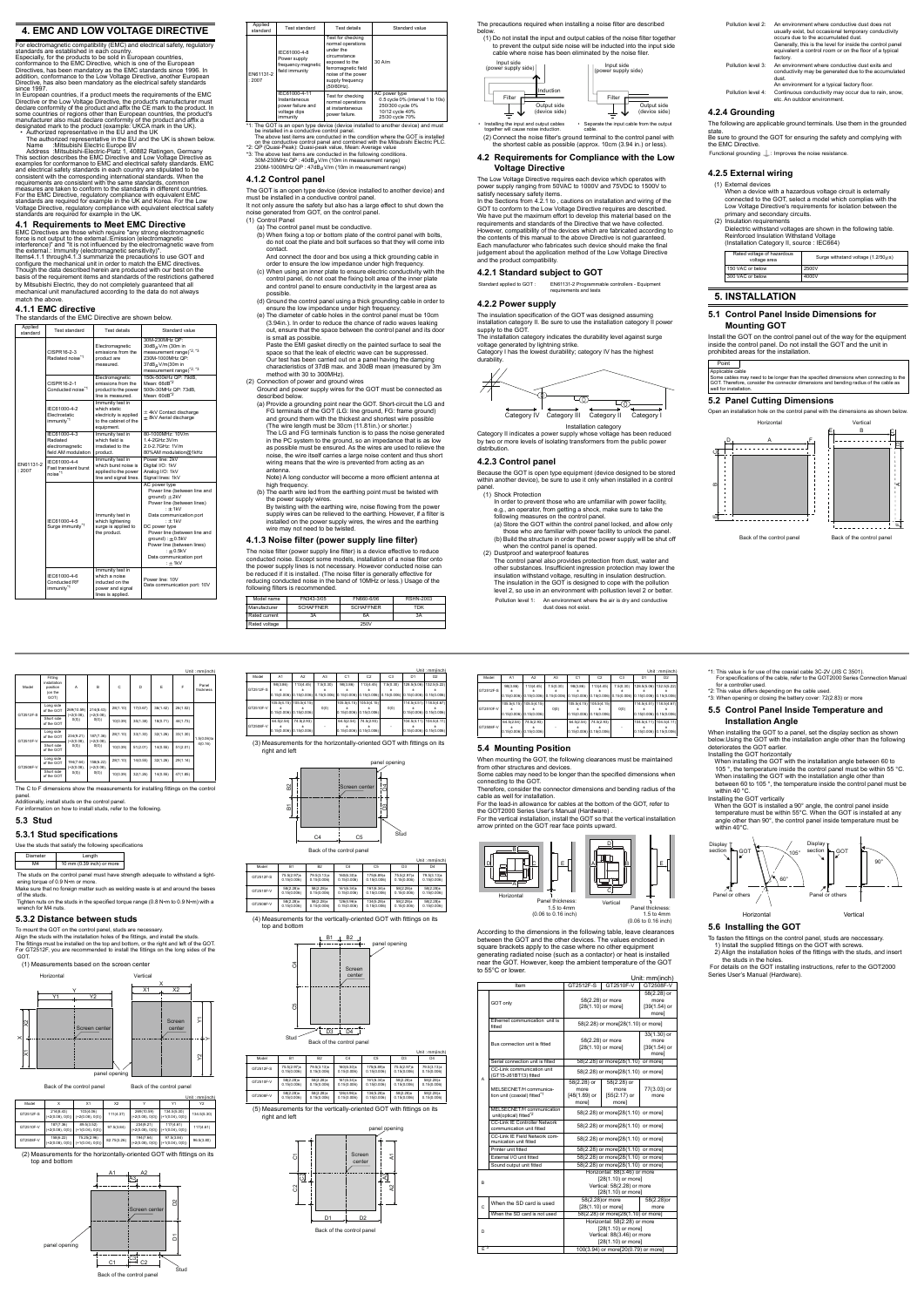# 4. EMC AND LOW VOLTAGE DIRECTIVE

For electromagnetic compatibility (EMC) and electrical safety, regulatory standards are established in each country.
Especially, for the products to be sold in European countries, conformance to the EMC Directive, which is one of the European Directives, has been mandatory as the EMC standards since 1996. In addition, conformance to the Low Voltage Directive, another European Directive, has also been mandatory as the electrical safety standards since 1997.
In European countries, if a product meets the requirements of the EMC Directive or the Low Voltage Directive, the product's manufacturer must declare conformity of the product and affix the CE mark to the product. In some countries or regions other than European countries, the product's manufacturer also must declare conformity of the product and affix a designated mark to the product (example: UKCA mark in the UK).

- Authorized representative in the EU and the UK
  The authorized representative in the EU and the UK is shown below.
  Name :Mitsubishi Electric Europe BV
  Address :Mitsubishi-Electric-Platz 1, 40882 Ratingen, Germany

This section describes the EMC Directive and Low Voltage Directive as examples for conformance to EMC and electrical safety standards. EMC and electrical safety standards in each country are stipulated to be consistent with the corresponding international standards. When the requirements are consistent with the same standards, common measures are taken to conform to the standards in different countries. For the EMC Directive, regulatory compliance with equivalent EMC standards are required for example in the UK and Korea. For the Low Voltage Directive, regulatory compliance with equivalent electrical safety standards are required for example in the UK.

## 4.1 Requirements to Meet EMC Directive

EMC Directives are those which require "any strong electromagnetic force is not output to the external.:Emission (electromagnetic interference)" and "It is not influenced by the electromagnetic wave from the external.: Immunity (electromagnetic sensitivity)".
Items4.1.1 through4.1.3 summarize the precautions to use GOT and configure the mechanical unit in order to match the EMC directives.
Though the data described herein are produced with our best on the basis of the requirement items and standards of the restrictions gathered by Mitsubishi Electric, they do not completely guaranteed that all mechanical unit manufactured according to the data do not always match the above.

### 4.1.1 EMC directive

The standards of the EMC Directive are shown below.

| Applied standard | Test standard | Test details | Standard value |
|---|---|---|---|
| EN61131-2 : 2007 | CISPR16-2-3 Radiated noise*1 | Electromagnetic emissions from the product are measured. | 30M-230MHz QP: 30dBμV/m (30m in measurement range)*2, *3<br>230M-1000MHz QP: 37dBμV/m (30m in measurement range)*2, *3 |
| | CISPR16-2-1 Conducted noise*1 | Electromagnetic emissions from the product to the power line is measured. | 150k-500kHz QP: 79dB, Mean: 66dB*2<br>500k-30MHz QP: 73dB, Mean: 60dB*2 |
| | IEC61000-4-2 Electrostatic immunity*1 | Immunity test in which static electricity is applied to the cabinet of the equipment. | ±4kV Contact discharge<br>±8kV Aerial discharge |
| | IEC61000-4-3 Radiated electromagnetic field AM modulation | Immunity test in which field is irradiated to the product. | 80-1000MHz: 10V/m<br>1.4-2GHz:3V/m<br>2.0-2.7GHz: 1V/m<br>80%AM modulation@1kHz |
| | IEC61000-4-4 Fast transient burst noise*1 | Immunity test in which burst noise is applied to the power line and signal lines. | Power line: 2kV<br>Digital I/O: 1kV<br>Analog I/O: 1kV<br>Signal lines: 1kV |
| | IEC61000-4-5 Surge immunity*1 | Immunity test in which lightning surge is applied to the product. | AC power type<br>Power line (between line and ground) : ±2kV<br>Power line (between lines) : ±1kV<br>Data communication port : ±1kV<br>DC power type<br>Power line (between line and ground) : ±0.5kV<br>Power line (between lines) : ±0.5kV<br>Data communication port : ±1kV |
| | IEC61000-4-6 Conducted RF immunity*1 | Immunity test in which a noise inducted on the power and signal lines is applied. | Power line: 10V<br>Data communication port: 10V |
| EN61131-2 : 2007 | IEC61000-4-8 Power supply frequency magnetic field immunity | Test for checking normal operations under the circumstance exposed to the ferromagnetic field noise of the power supply frequency (50/60Hz). | 30 A/m |
| | IEC61000-4-11 Instantaneous power failure and voltage dips immunity | Test for checking normal operations at instantaneous power failure. | AC power type<br>0.5 cycle 0% (interval 1 to 10s)<br>250/300 cycle 0%<br>10/12 cycle 40%<br>25/30 cycle 70% |

*1: The GOT is an open type device (device installed to another device) and must be installed in a conductive control panel.
The above test items are conducted in the condition where the GOT is installed on the conductive control panel and combined with the Mitsubishi Electric PLC.
*2: QP (Quasi-Peak): Quasi-peak value, Mean: Average value
*3: The above test items are conducted in the following conditions.
30M-230MHz QP : 40dBμV/m (10m in measurement range)
230M-1000MHz QP : 47dBμV/m (10m in measurement range)

### 4.1.2 Control panel

The GOT is an open type device (device installed to another device) and must be installed in a conductive control panel.
It not only assure the safety but also has a large effect to shut down the noise generated from GOT, on the control panel.

(1) Control Panel
(a) The control panel must be conductive.
(b) When fixing a top or bottom plate of the control panel with bolts, do not coat the plate and bolt surfaces so that they will come into contact.
And connect the door and box using a thick grounding cable in order to ensure the low impedance under high frequency.
(c) When using an inner plate to ensure electric conductivity with the control panel, do not coat the fixing bolt area of the inner plate and control panel to ensure conductivity in the largest area as possible.
(d) Ground the control panel using a thick grounding cable in order to ensure the low impedance under high frequency.
(e) The diameter of cable holes in the control panel must be 10cm (3.94in.). In order to reduce the chance of radio waves leaking out, ensure that the space between the control panel and its door is small as possible.
Paste the EMI gasket directly on the painted surface to seal the space so that the leak of electric wave can be suppressed.
Our test has been carried out on a panel having the damping characteristics of 37dB max. and 30dB mean (measured by 3m method with 30 to 300MHz).

(2) Connection of power and ground wires
Ground and power supply wires for the GOT must be connected as described below.
(a) Provide a grounding point near the GOT. Short-circuit the LG and FG terminals of the GOT (LG: line ground, FG: frame ground) and ground them with the thickest and shortest wire possible (The wire length must be 30cm (11.81in.) or shorter.)
The LG and FG terminals function is to pass the noise generated in the PC system to the ground, so an impedance that is as low as possible must be ensured. As the wires are used to relieve the noise, the wire itself carries a large noise content and thus short wiring means that the wire is prevented from acting as an antenna.
Note) A long conductor will become a more efficient antenna at high frequency.
(b) The earth wire led from the earthing point must be twisted with the power supply wires.
By twisting with the earthing wire, noise flowing from the power supply wires can be relieved to the earthing. However, if a filter is installed on the power supply wires, the wires and the earthing wire may not need to be twisted.

### 4.1.3 Noise filter (power supply line filter)

The noise filter (power supply line filter) is a device effective to reduce conducted noise. Except some models, installation of a noise filter onto the power supply lines is not necessary. However conducted noise can be reduced if it is installed. (The noise filter is generally effective for reducing conducted noise in the band of 10MHz or less.) Usage of the following filters is recommended.

| Model name | FN343-3/05 | FN660-6/06 | RSHN-2003 |
|---|---|---|---|
| Manufacturer | SCHAFFNER | SCHAFFNER | TDK |
| Rated current | 3A | 6A | 3A |
| Rated voltage | 250V | | |

The precautions required when installing a noise filter are described below.
(1) Do not install the input and output cables of the noise filter together to prevent the output side noise will be induced into the input side cable where noise has been eliminated by the noise filter.

- Installing the input and output cables together will cause noise induction.
- Separate the input cable from the output cable.

(2) Connect the noise filter's ground terminal to the control panel with the shortest cable as possible (approx. 10cm (3.94 in.) or less).

## 4.2 Requirements for Compliance with the Low Voltage Directive

The Low Voltage Directive requires each device which operates with power supply ranging from 50VAC to 1000V and 75VDC to 1500V to satisfy necessary safety items.
In the Sections from 4.2.1 to , cautions on installation and wiring of the GOT to conform to the Low Voltage Directive requires are described. We have put the maximum effort to develop this material based on the requirements and standards of the Directive that we have collected. However, compatibility of the devices which are fabricated according to the contents of this manual to the above Directive is not guaranteed. Each manufacturer who fabricates such device should make the final judgement about the application method of the Low Voltage Directive and the product compatibility.

### 4.2.1 Standard subject to GOT

Standard applied to GOT : EN61131-2 Programmable controllers - Equipment requirements and tests

### 4.2.2 Power supply

The insulation specification of the GOT was designed assuming installation category II. Be sure to use the installation category II power supply to the GOT.
The installation category indicates the durability level against surge voltage generated by lightning strike.
Category I has the lowest durability; category IV has the highest durability.

Category IV | Category III | Category II | Category I
Installation category

Category II indicates a power supply whose voltage has been reduced by two or more levels of isolating transformers from the public power distribution.

### 4.2.3 Control panel

Because the GOT is open type equipment (device designed to be stored within another device), be sure to use it only when installed in a control panel.

(1) Shock Protection
In order to prevent those who are unfamiliar with power facility, e.g., an operator, from getting a shock, make sure to take the following measures on the control panel.
(a) Store the GOT within the control panel locked, and allow only those who are familiar with power facility to unlock the panel.
(b) Build the structure in order that the power supply will be shut off when the control panel is opened.

(2) Dustproof and waterproof features
The control panel also provides protection from dust, water and other substances. Insufficient ingression protection may lower the insulation withstand voltage, resulting in insulation destruction.
The insulation in the GOT is designed to cope with the pollution level 2, so use in an environment with pollusion level 2 or better.

Pollution level 1: An environment where the air is dry and conductive dust does not exist.
Pollution level 2: An environment where conductive dust does not usually exist, but occasional temporary conductivity occurs due to the accumulated dust. Generally, this is the level for inside the control panel equivalent a control room or on the floor of a typical factory.
Pollution level 3: An environment where conductive dust exits and conductivity may be generated due to the accumulated dust. An environment for a typical factory floor.
Pollution level 4: Continuous conductivity may occur due to rain, snow, etc. An outdoor environment.

### 4.2.4 Grounding

The following are applicable ground terminals. Use them in the grounded state.
Be sure to ground the GOT for ensuring the safety and complying with the EMC Directive.
Functional grounding: Improves the noise resistance.

### 4.2.5 External wiring

(1) External devices
When a device with a hazardous voltage circuit is externally connected to the GOT, select a model which complies with the Low Voltage Directive's requirements for isolation between the primary and secondary circuits.
(2) Insulation requirements
Dielectric withstand voltages are shown in the following table.
Reinforced Insulation Withstand Voltage
(Installation Category II, source : IEC664)

| Rated voltage of hazardous voltage area | Surge withstand voltage (1.2/50μs) |
|---|---|
| 150 VAC or below | 2500V |
| 300 VAC or below | 4000V |

# 5. INSTALLATION

## 5.1 Control Panel Inside Dimensions for Mounting GOT

Install the GOT on the control panel out of the way for the equipment inside the control panel. Do not install the GOT and the unit in prohibited areas for the installation.

Point
Applicable cable
Some cables may need to be longer than the specified dimensions when connecting to the GOT. Therefore, consider the connector dimensions and bending radius of the cable as well for installation.

## 5.2 Panel Cutting Dimensions

Open an installation hole on the control panel with the dimensions as shown below.

Horizontal | Vertical
Back of the control panel | Back of the control panel

Unit : mm(inch)

| Model | Fitting installation position (on the GOT) | A | B | C | D | E | F | Panel thickness |
|---|---|---|---|---|---|---|---|---|
| GT2512F-S | Long side of the GOT | 289(11.38) (+2/0.08, 0(0)) | 214(8.43) (+2/0.08, 0(0)) | 20(1.70) | 17(0.67) | 38(1.02) | 26(1.02) | 1.5(0.06) to 4(0.16) |
| | Short side of the GOT | | | 10(0.39) | 30(1.38) | 18(0.71) | 44(1.73) | |
| GT2510F-V | Long side of the GOT | 234(9.21) (+2/0.08, 0(0)) | 187(7.36) (+2/0.08, 0(0)) | 26(1.10) | 33(1.30) | 32(1.26) | 33(1.30) | |
| | Short side of the GOT | | | 10(0.39) | 31(2.01) | 14(0.55) | 51(2.01) | |
| GT2508F-V | Long side of the GOT | 194(7.64) (+2/0.08, 0(0)) | 149(5.22) (+2/0.08, 0(0)) | 20(1.10) | 16(0.55) | 32(1.26) | 29(1.14) | |
| | Short side of the GOT | | | 10(0.39) | 32(1.26) | 14(0.55) | 47(1.85) | |

The C to F dimensions show the measurements for installing fittings on the control panel.
Additionally, install studs on the control panel.
For information on how to install studs, refer to the following.

## 5.3 Stud

### 5.3.1 Stud specifications

Use the studs that satisfy the following specifications

| Diameter | Length |
|---|---|
| M4 | 10 mm (0.39 inch) or more |

The studs on the control panel must have strength adequate to withstand a tightening torque of 0.9 N•m or more.
Make sure that no foreign matter such as welding waste is at and around the bases of the studs.
Tighten nuts on the studs in the specified torque range (0.8 N•m to 0.9 N•m) with a wrench for M4 nuts.

### 5.3.2 Distance between studs

To mount the GOT on the control panel, studs are necessary.
Align the studs with the installation holes of the fittings, and install the studs.
The fittings must be installed on the top and bottom, or the right and left of the GOT. For GT2512F, you are recommended to install the fittings on the long sides of the GOT.

(1) Measurements based on the screen center

Horizontal | Vertical
Back of the control panel | Back of the control panel

Unit : mm(inch)

| Model | X | X1 | X2 | Y | Y1 | Y2 |
|---|---|---|---|---|---|---|
| GT2512F-S | 274(8.43) (+2/0.08, 0(0)) | 103(4.06) (+2/0.08, 0(0)) | 11(0.37) | 268(10.55) (+2/0.08, 0(0)) | 134.0(5.30) (+1/0.04, 0(0)) | 134.0(5.30) |
| GT2510F-V | 187(7.36) (+2/0.08, 0(0)) | 89.0(3.52) (+1/0.04, 0(0)) | 97.5(3.84) | 234(9.21) (+2/0.08, 0(0)) | 117(4.61) (+1/0.04, 0(0)) | 117(4.61) |
| GT2508F-V | 158(6.22) (+2/0.08, 0(0)) | 75.25(2.96) (+1/0.04, 0(0)) | 82.75(3.26) | 194(7.64) (+2/0.08, 0(0)) | 97.5(3.84) (+1/0.04, 0(0)) | 96.5(3.80) |

(2) Measurements for the horizontally-oriented GOT with fittings on its top and bottom

Back of the control panel

Unit : mm(inch)

| Model | A1 | A2 | A3 | C1 | C2 | C3 | D1 | D2 |
|---|---|---|---|---|---|---|---|---|
| GT2512F-S | 98(3.86) ± 0.15(0.006) | 113(4.45) ± 0.15(0.006) | 7.5(0.30) ± 0.15(0.006) | 98(3.86) ± 0.15(0.006) | 113(4.45) ± 0.15(0.006) | 7.5(0.30) ± 0.15(0.006) | 126.5(5.06) ± 0.15(0.006) | 132.5(5.22) ± 0.15(0.006) |
| GT2510F-V | 105.5(5.15) ± 0.15(0.006) | 105.5(5.15) ± 0.15(0.006) | 0(0) | 105.5(4.15) ± 0.15(0.006) | 105.5(4.15) ± 0.15(0.006) | 0(0) | 114.5(4.51) ± 0.15(0.006) | 119.5(4.87) ± 0.15(0.006) |
| GT2508F-V | 64.5(2.54) ± 0.15(0.006) | 74.5(2.93) ± 0.15(0.006) | - | 64.5(2.54) ± 0.15(0.006) | 74.5(2.93) ± 0.15(0.006) | - | 104.5(4.11) ± 0.15(0.006) | 104.5(4.11) ± 0.15(0.006) |

(3) Measurements for the horizontally-oriented GOT with fittings on its right and left

Back of the control panel

Unit : mm(inch)

| Model | B1 | B2 | C4 | C5 | D3 | D4 |
|---|---|---|---|---|---|---|
| GT2512F-S | 75.5(2.97) ± 0.15(0.006) | 79.5(3.13) ± 0.15(0.006) | 160(6.30) ± 0.15(0.006) | 175(6.89) ± 0.15(0.006) | 75.5(2.97) ± 0.15(0.006) | 79.5(3.13) ± 0.15(0.006) |
| GT2510F-V | 58(2.28) ± 0.15(0.006) | 58(2.28) ± 0.15(0.006) | 161(6.34) ± 0.15(0.006) | 161(6.34) ± 0.15(0.006) | 58(2.28) ± 0.15(0.006) | 58(2.28) ± 0.15(0.006) |
| GT2508F-V | 58(2.28) ± 0.15(0.006) | 58(2.28) ± 0.15(0.006) | 126(3.96) ± 0.15(0.006) | 134(5.28) ± 0.15(0.006) | 58(2.28) ± 0.15(0.006) | 58(2.28) ± 0.15(0.006) |

(4) Measurements for the vertically-oriented GOT with fittings on its top and bottom

Back of the control panel

Unit : mm(inch)

| Model | B1 | B2 | C4 | C5 | D3 | D4 |
|---|---|---|---|---|---|---|
| GT2512F-S | 75.5(2.97) ± 0.15(0.006) | 79.5(3.13) ± 0.15(0.006) | 160(6.30) ± 0.15(0.006) | 175(6.89) ± 0.15(0.006) | 75.5(2.97) ± 0.15(0.006) | 79.5(3.13) ± 0.15(0.006) |
| GT2510F-V | 58(2.28) ± 0.15(0.006) | 58(2.28) ± 0.15(0.006) | 161(6.34) ± 0.15(0.006) | 161(6.34) ± 0.15(0.006) | 58(2.28) ± 0.15(0.006) | 58(2.28) ± 0.15(0.006) |
| GT2508F-V | 58(2.28) ± 0.15(0.006) | 58(2.28) ± 0.15(0.006) | 126(3.96) ± 0.15(0.006) | 134(5.28) ± 0.15(0.006) | 58(2.28) ± 0.15(0.006) | 58(2.28) ± 0.15(0.006) |

(5) Measurements for the vertically-oriented GOT with fittings on its right and left

Back of the control panel

Unit : mm(inch)

| Model | A1 | A2 | A3 | C1 | C2 | C3 | D1 | D2 |
|---|---|---|---|---|---|---|---|---|
| GT2512F-S | 98(3.86) ± 0.15(0.006) | 113(4.45) ± 0.15(0.006) | 7.5(0.30) ± 0.15(0.006) | 98(3.86) ± 0.15(0.006) | 113(4.45) ± 0.15(0.006) | 7.5(0.30) ± 0.15(0.006) | 126.5(5.06) ± 0.15(0.006) | 132.5(5.22) ± 0.15(0.006) |
| GT2510F-V | 105.5(5.15) ± 0.15(0.006) | 105.5(5.15) ± 0.15(0.006) | 0(0) | 105.5(4.15) ± 0.15(0.006) | 105.5(4.15) ± 0.15(0.006) | 0(0) | 114.5(4.51) ± 0.15(0.006) | 119.5(4.87) ± 0.15(0.006) |
| GT2508F-V | 64.5(2.54) ± 0.15(0.006) | 74.5(2.93) ± 0.15(0.006) | - | 64.5(2.54) ± 0.15(0.006) | 74.5(2.93) ± 0.15(0.006) | - | 104.5(4.11) ± 0.15(0.006) | 104.5(4.11) ± 0.15(0.006) |

## 5.4 Mounting Position

When mounting the GOT, the following clearances must be maintained from other structures and devices.
Some cables may need to be longer than the specified dimensions when connecting to the GOT.
Therefore, consider the connector dimensions and bending radius of the cable as well for installation.
For the lead-in allowance for cables at the bottom of the GOT, refer to the GOT2000 Series User's Manual (Hardware) .
For the vertical installation, install the GOT so that the vertical installation arrow printed on the GOT rear face points upward.

Horizontal — Panel thickness: 1.5 to 4mm (0.06 to 0.16 inch)
Vertical — Panel thickness: 1.5 to 4mm (0.06 to 0.16 inch)

According to the dimensions in the following table, leave clearances between the GOT and the other devices. The values enclosed in square brackets apply to the case where no other equipment generating radiated noise (such as a contactor) or heat is installed near the GOT. However, keep the ambient temperature of the GOT to 55°C or lower.

Unit: mm(inch)

| | Item | GT2512F-S | GT2510F-V | GT2508F-V |
|---|---|---|---|---|
| A | GOT only | 58(2.28) or more [28(1.10) or more] | | 58(2.28) or more [39(1.54) or more] |
| | Ethernet communication unit is fitted | 58(2.28) or more[28(1.10) or more] | | |
| | Bus connection unit is fitted | 58(2.28) or more [28(1.10) or more] | | 33(1.30) or more [39(1.54) or more] |
| | Serial connection unit is fitted | 58(2.28) or more[28(1.10) or more] | | |
| | CC-Link communication unit (GT15-J61BT13) fitted | 58(2.28) or more[28(1.10) or more] | | |
| | MELSECNET/H communication unit (coaxial) fitted*1 | 58(2.28) or more [48(1.89) or more] | 58(2.28) or more [55(2.17) or more] | 77(3.03) or more |
| | MELSECNET/H communication unit(optical) fitted*2 | 58(2.28) or more[28(1.10) or more] | | |
| | CC-Link IE Controller Network communication unit fitted | 58(2.28) or more[28(1.10) or more] | | |
| | CC-Link IE Field Network communication unit fitted | 58(2.28) or more[28(1.10) or more] | | |
| | Printer unit fitted | 58(2.28) or more[28(1.10) or more] | | |
| | External I/O unit fitted | 58(2.28) or more[28(1.10) or more] | | |
| | Sound output unit fitted | 58(2.28) or more[28(1.10) or more] | | |
| B | | Horizontal: 88(3.46) or more [28(1.10) or more]<br>Vertical: 58(2.28) or more [28(1.10) or more] | | |
| C | When the SD card is used | 58(2.28)or more [28(1.10) or more] | | 58(2.28)or more |
| | When the SD card is not used | 58(2.28) or more[28(1.10) or more] | | |
| D | | Horizontal: 58(2.28) or more [28(1.10) or more]<br>Vertical: 88(3.46) or more [28(1.10) or more] | | |
| E*3 | | 100(3.94) or more[20(0.79) or more] | | |

*1: This value is for use of the coaxial cable 3C-2V (JIS C 3501).
For specifications of the cable, refer to the GOT2000 Series Connection Manual for a controller used.
*2: This value differs depending on the cable used.
*3: When opening or closing the battery cover: 72(2.83) or more

## 5.5 Control Panel Inside Temperature and Installation Angle

When installing the GOT to a panel, set the display section as shown below.Using the GOT with the installation angle other than the following deteriorates the GOT earlier.
Installing the GOT horizontally
When installing the GOT with the installation angle between 60 to 105 °, the temperature inside the control panel must be within 55 °C. When installing the GOT with the installation angle other than between 60 to 105 °, the temperature inside the control panel must be within 40 °C.
Installing the GOT vertically
When the GOT is installed a 90° angle, the control panel inside temperature must be within 55°C. When the GOT is installed at any angle other than 90°, the control panel inside temperature must be within 40°C.

Horizontal | Vertical

## 5.6 Installing the GOT

To fasten the fittings on the control panel, studs are neccessary.
1) Install the supplied fittings on the GOT with screws.
2) Align the installation holes of the fittings with the studs, and insert the studs in the holes.
For details on the GOT installing instructions, refer to the GOT2000 Series User's Manual (Hardware).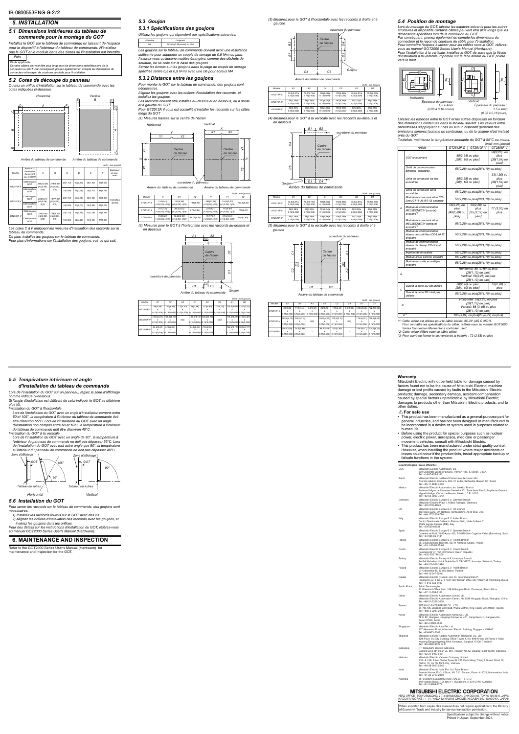# 5. INSTALLATION

## 5.1 Dimensions intérieures du tableau de commande pour le montage du GOT

Installez le GOT sur le tableau de commande en laissant de l'espace pour le dispositif à l'intérieur du tableau de commande. N'installez pas le GOT et le module dans des zones où l'installation est interdite.

**Point**

*Câble applicable*
*Certains câbles peuvent être plus longs que les dimensions spécifiées lors de la connexion au GOT. Par conséquent, prenez également en compte les dimensions du connecteur et le rayon de courbure du câble pour l'installation.*

## 5.2 Cotes de découpe du panneau

Ouvrez un orifice d'installation sur le tableau de commande avec les cotes indiquées ci-dessous.

Horizontal
Vertical
A B C D E F
Arrière du tableau de commande
Arrière du tableau de commande

Unité : mm (pouce)

| Modèle | Position d'installation du raccord (sur le GOT) | A | B | C | D | E | F | Épaisseur du panneau |
|---|---|---|---|---|---|---|---|---|
| GT2512F-S | Côté long du GOT | 279(10.98) (+2/0) | 214(8.43) (+2/0) | 29(1.14) | 17(0.67) | 36(1.42) | 26(1.02) | 1,5(0,06) à 4(0,16) |
| | Côté court du GOT | | | 10(0.39) | 35(1.38) | 19(0.75) | 44(1.73) | |
| GT2510F-V | Côté long du GOT | 234(9.21) (+2/0) | 181(7.13) (+2/0) | 29(1.14) | 23(0.91) | 32(1.26) | 33(1.30) | |
| | Côté court du GOT | | | 10(0.39) | 37(1.46) | 14(0.55) | 37(1.46) | |
| GT2508F-V | Côté long du GOT | 194(7.64) (+2/0) | 158(6.22) (+2/0) | 29(1.14) | 18(0.71) | 32(1.26) | 26(1.02) | |
| | Côté court du GOT | | | 10(0.39) | 32(1.26) | 14(0.55) | 47(1.85) | |

Les cotes C à F indiquent les mesures d'installation des raccords sur le tableau de commande.
De plus, installez les goujons sur le tableau de commande.
Pour plus d'informations sur l'installation des goujons, voir ce qui suit.

## 5.3 Goujon

### 5.3.1 Spécifications des goujons

Utilisez les goujons qui répondent aux spécifications suivantes.

| Diamètre | Longueur |
|---|---|
| M4 | 10 mm (0,39 pouce) ou plus |

Les goujons sur le tableau de commande doivent avoir une résistance suffisante pour supporter un couple de serrage de 0,9 N•m ou plus. Assurez-vous qu'aucune matière étrangère, comme des déchets de soudure, ne se colle sur la base des goujons.
Serrez les écrous sur les goujons dans la plage de couple de serrage spécifiée (entre 0,8 et 0,9 N•m) avec une clé pour écrous M4.

### 5.3.2 Distance entre les goujons

Pour monter le GOT sur le tableau de commande, des goujons sont nécessaires.
Alignez les goujons avec les orifices d'installation des raccords, et installez les goujons.
Les raccords doivent être installés au-dessus et en dessous, ou à droite et à gauche du GOT.
Pour GT2512F, il vous est conseillé d'installer les raccords sur les côtés longs du GOT

(1) Mesures basées sur le centre de l'écran

Horizontal
Vertical
X X1 X2 Y Y1 Y2
Centre de l'écran
ouverture du panneau
Arrière du tableau de commande
Arrière du tableau de commande

Unité : mm (pouce)

| Modèle | X | X1 | X2 | Y | Y1 | Y2 |
|---|---|---|---|---|---|---|
| GT2512F-S | 274(10.79) (+0,5(0,02), -0(0)) | 153(6.02) (+0,5(0,02), -0(0)) | 121(4.76) | 209(8.23) (+0,5(0,02), -0(0)) | 105(4.13) (+0,5(0,02), -0(0)) | 104(4.09) |
| GT2510F-V | 197(7.76) (+0,5(0,02), -0(0)) | 99.5(3.92) (+0,5(0,02), -0(0)) | 97.5(3.84) | 154(6.06) (+0,5(0,02), -0(0)) | 77(3.03) (+0,5(0,02), -0(0)) | 77(3.03) |
| GT2508F-V | 158(6.22) (+0,5(0,02), -0(0)) | 79.5(3.13) (+0,5(0,02), -0(0)) | 78.5(3.09) | 114(4.49) (+0,5(0,02), -0(0)) | 57(2.24) (+0,5(0,02), -0(0)) | 57(2.24) |

(2) Mesures pour le GOT à l'horizontale avec les raccords au-dessus et en dessous

A1 A2 A3 C1 C2 C3 D1 D2
Centre de l'écran
ouverture du panneau
Goujon
Arrière du tableau de commande

Unité : mm (pouce)

| Modèle | A1 | A2 | A3 | C1 | C2 | C3 | D1 | D2 |
|---|---|---|---|---|---|---|---|---|
| GT2512F-S | 98(3.86) ± 0.15(0.006) | 71(2.80) ± 0.15(0.006) | 7.5(0.30) ± 0.15(0.006) | 98(3.86) ± 0.15(0.006) | 71(2.80) ± 0.15(0.006) | 7.5(0.30) ± 0.15(0.006) | 120.5(4.74) ± 0.15(0.006) | 112.5(4.43) ± 0.15(0.006) |
| GT2510F-V | 105.5(4.15) ± 0.15(0.006) | 105.5(4.15) ± 0.15(0.006) | 0(0) | 105.5(4.15) ± 0.15(0.006) | 105.5(4.15) ± 0.15(0.006) | 0(0) | 114.5(4.51) ± 0.15(0.006) | 116.5(4.59) ± 0.15(0.006) |
| GT2508F-V | 84.5(3.33) ± 0.15(0.006) | 74.5(2.93) ± 0.15(0.006) | - | 84.5(3.33) ± 0.15(0.006) | 74.5(2.93) ± 0.15(0.006) | - | 104.5(4.11) ± 0.15(0.006) | 104.5(4.11) ± 0.15(0.006) |

(3) Mesures pour le GOT à l'horizontale avec les raccords à droite et à gauche

ouverture du panneau
Centre de l'écran
B1 B2 C4 C5 D3 D4
Goujon
Arrière du tableau de commande

Unité : mm (pouce)

| Modèle | B1 | B2 | C4 | C5 | D3 | D4 |
|---|---|---|---|---|---|---|
| GT2512F-S | 70.5(2.97) ± 0.15(0.006) | 79.5(3.13) ± 0.15(0.006) | 180(6.30) ± 0.15(0.006) | 170(6.69) ± 0.15(0.006) | 70.5(2.97) ± 0.15(0.006) | 79.5(3.13) ± 0.15(0.006) |
| GT2510F-V | 58(2.28) ± 0.15(0.006) | 58(2.28) ± 0.15(0.006) | 161(6.34) ± 0.15(0.006) | 161(6.34) ± 0.15(0.006) | 58(2.28) ± 0.15(0.006) | 58(2.28) ± 0.15(0.006) |
| GT2508F-V | 58(2.28) ± 0.15(0.006) | 58(2.28) ± 0.15(0.006) | 126(4.96) ± 0.15(0.006) | 134(5.28) ± 0.15(0.006) | 58(2.28) ± 0.15(0.006) | 58(2.28) ± 0.15(0.006) |

(4) Mesures pour le GOT à la verticale avec les raccords au-dessus et en dessous

B1 B2 C4 C5 D3 D4
ouverture du panneau
Centre de l'écran
Goujon
Arrière du tableau de commande

Unité : mm (pouce)

| Modèle | B1 | B2 | C4 | C5 | D3 | D4 |
|---|---|---|---|---|---|---|
| GT2512F-S | 70.5(2.97) ± 0.15(0.006) | 79.5(3.13) ± 0.15(0.006) | 160(6.30) ± 0.15(0.006) | 170(6.69) ± 0.15(0.006) | 70.5(2.97) ± 0.15(0.006) | 79.5(3.13) ± 0.15(0.006) |
| GT2510F-V | 58(2.28) ± 0.15(0.006) | 58(2.28) ± 0.15(0.006) | 161(6.34) ± 0.15(0.006) | 161(6.34) ± 0.15(0.006) | 58(2.28) ± 0.15(0.006) | 58(2.28) ± 0.15(0.006) |
| GT2508F-V | 58(2.28) ± 0.15(0.006) | 58(2.28) ± 0.15(0.006) | 126(4.96) ± 0.15(0.006) | 134(5.28) ± 0.15(0.006) | 58(2.28) ± 0.15(0.006) | 58(2.28) ± 0.15(0.006) |

(5) Mesures pour le GOT à la verticale avec les raccords à droite et à gauche

ouverture du panneau
Centre de l'écran
A1 A2 A3 C1 C2 C3 D1 D2
Goujon
Arrière du tableau de commande

Unité : mm (pouce)

| Modèle | A1 | A2 | A3 | C1 | C2 | C3 | D1 | D2 |
|---|---|---|---|---|---|---|---|---|
| GT2512F-S | 98(3.86) ± 0.15(0.006) | 71(2.80) ± 0.15(0.006) | 7.5(0.30) ± 0.15(0.006) | 98(3.86) ± 0.15(0.006) | 71(2.80) ± 0.15(0.006) | 7.5(0.30) ± 0.15(0.006) | 120.5(4.74) ± 0.15(0.006) | 112.5(4.43) ± 0.15(0.006) |
| GT2510F-V | 105.5(4.15) ± 0.15(0.006) | 105.5(4.15) ± 0.15(0.006) | 0(0) | 105.5(4.15) ± 0.15(0.006) | 105.5(4.15) ± 0.15(0.006) | 0(0) | 114.5(4.51) ± 0.15(0.006) | 116.5(4.59) ± 0.15(0.006) |
| GT2508F-V | 84.5(3.33) ± 0.15(0.006) | 74.5(2.93) ± 0.15(0.006) | - | 84.5(3.33) ± 0.15(0.006) | 74.5(2.93) ± 0.15(0.006) | - | 104.5(4.11) ± 0.15(0.006) | 104.5(4.11) ± 0.15(0.006) |

## 5.4 Position de montage

Lors du montage du GOT, laissez les espaces suivants pour les autres structures et dispositifs. Certains câbles peuvent être plus longs que les dimensions spécifiées lors de la connexion au GOT.
Par conséquent, prenez également en compte les dimensions du connecteur et le rayon de courbure du câble pour l'installation.
Pour connaître l'espace à laisser pour les câbles sous le GOT, référez-vous au manuel GOT2000 Series User's Manual (Hardware).
Pour l'installation à la verticale, installez le GOT de sorte que la flèche d'installation à la verticale imprimée sur la face arrière du GOT pointe vers le haut.

Horizontal
Épaisseur du panneau : 1,5 à 4mm (0,06 à 0,16 pouce)
Vertical
Épaisseur du panneau : 1,5 à 4mm (0,06 à 0,16 pouce)

Laissez les espaces entre le GOT et les autres dispositifs en fonction des dimensions contenues dans le tableau suivant. Les valeurs entre parenthèses s'appliquent au cas où aucun dispositif générant des émissions sonores (comme un contacteur) ou de la chaleur n'est installé près du GOT.
Toutefois, maintenez la température ambiante du GOT à 55°C ou moins.

Unité: mm (pouce)

| | Article | GT2512F-S | GT2510F-V | GT2508F-V |
|---|---|---|---|---|
| A | GOT uniquement | 58(2,28) ou plus [28(1,10) ou plus] | | 58(2,28) ou plus [39(1,54) ou plus] |
| | Unité de communication Ethernet encastrée | 58(2,28) ou plus[28(1,10) ou plus] | | |
| | Unité de connexion de bus encastrée | 58(2,28) ou plus [28(1,10) ou plus] | | 33(1,30) ou plus [39(1,54) ou plus] |
| | Unité de connexion série encastrée | 58(2,28) ou plus[28(1,10) ou plus] | | |
| | Module de communication CC-Link (GT15-J61BT13) encastré | 58(2,28) ou plus[28(1,10) ou plus] | | |
| | Module de communication MELSECNET/H (coaxial) encastré*1 | 58(2,28) ou plus [48(1,89) ou plus] | 58(2,28) ou plus [55(2,17) ou plus] | 77 (3,03) ou plus |
| | Module de communication MELSECNET/H (optique) encastré*2 | 58(2,28) ou plus[28(1,10) ou plus] | | |
| | Module de communication réseau de contrôleur CC-Link IE encastré | 58(2,28) ou plus[28(1,10) ou plus] | | |
| | Module de communication réseau de champ CC-Link IE encastré | 58(2,28) ou plus[28(1,10) ou plus] | | |
| | Imprimante encastrée | 58(2,28) ou plus[28(1,10) ou plus] | | |
| | Module d'E/S externe encastré | 58(2,28) ou plus[28(1,10) ou plus] | | |
| | Module de sortie acoustique encastré | 58(2,28) ou plus[28(1,10) ou plus] | | |
| B | | Horizontal: 88 (3,46) ou plus [28(1,10) ou plus] Vertical: 58(2,28) ou plus [28(1,10) ou plus] | | |
| C | Quand la carte SD est utilisée | 58(2,28) ou plus [28(1,10) ou plus] | | 58(2,28) ou plus |
| | Quand la carte SD n'est pas utilisée | 58(2,28) ou plus[28(1,10) ou plus] | | |
| D | | Horizontal: 58(2,28) ou plus [28(1,10) ou plus] Vertical: 88 (3,46) ou plus [28(1,10) ou plus] | | |
| E*3 | | 100 (3,94) ou plus[20 (0,79) ou plus] | | |

*1: Cette valeur est utilisée pour le câble coaxial 3C-2V (JIS C 3501).
Pour connaître les spécifications du câble, référez-vous au manuel GOT2000 Series Connection Manual for a controller used.
*2: Cette valeur diffère selon le câble utilisé.
*3: Pour ouvrir ou fermer le couvercle de la batterie : 72 (2,83) ou plus

## 5.5 Température intérieure et angle d'installation du tableau de commande

Lors de l'installation du GOT sur un panneau, réglez la zone d'affichage comme indiqué ci-dessous.
Si l'angle d'installation est différent de celui indiqué, le GOT se détériore plus tôt.

Installation du GOT à l'horizontale
Lors de l'installation du GOT avec un angle d'installation compris entre 60 et 105°, la température à l'intérieur du tableau de commande doit être d'environ 55°C. Lors de l'installation du GOT avec un angle d'installation non compris entre 60 et 105°, la température à l'intérieur du tableau de commande doit être d'environ 40°C.

Installation du GOT à la verticale
Lors de l'installation du GOT avec un angle de 90°, la température à l'intérieur du panneau de commande ne doit pas dépasser 55°C. Lors de l'installation du GOT avec tout autre angle que 90°, la température à l'intérieur du panneau de commande ne doit pas dépasser 40°C.

Zone d'affichage
GOT
105°
60°
Tableau ou autres
Horizontal
Zone d'affichage
GOT
90°
Tableau ou autres
Vertical

## 5.6 Installation du GOT

Pour serrer les raccords sur le tableau de commande, des goujons sont nécessaires.

1) Installez les raccords fournis sur le GOT avec des vis.
2) Alignez les orifices d'installation des raccords avec les goujons, et insérez les goujons dans les orifices.

Pour des détails sur les instructions d'installation du GOT, référez-vous au manuel GOT2000 Series User's Manual (Hardware).

# 6. MAINTENANCE AND INSPECTION

Refer to the GOT2000 Series User's Manual (Hardware) for maintenance and inspection for the GOT.

**Warranty**

Mitsubishi Electric will not be held liable for damage caused by factors found not to be the cause of Mitsubishi Electric; machine damage or lost profits caused by faults in the Mitsubishi Electric products; damage, secondary damage, accident compensation caused by special factors unpredictable by Mitsubishi Electric; damages to products other than Mitsubishi Electric products; and to other duties.

**⚠For safe use**

- This product has been manufactured as a general-purpose part for general industries, and has not been designed or manufactured to be incorporated in a device or system used in purposes related to human life.
- Before using the product for special purposes such as nuclear power, electric power, aerospace, medicine or passenger movement vehicles, consult with Mitsubishi Electric.
- This product has been manufactured under strict quality control. However, when installing the product where major accidents or losses could occur if the product fails, install appropriate backup or failsafe functions in the system.

| Country/Region | Sales office/Tel |
|---|---|
| USA | Mitsubishi Electric Automation, Inc. 500 Corporate Woods Parkway, Vernon Hills, IL 60061, U.S.A. Tel: +1-847-478-2100 |
| Brazil | Mitsubishi Electric do Brasil Comercio e Servicos Ltda. Avenida Adelino Cardana, 293, 21 andar, Bethaville, Barueri SP, Brazil Tel: +55-11-4689-3000 |
| Mexico | Mitsubishi Electric Automation, Inc. Mexico Branch Boulevard Miguel de Cervantes Saavedra 301, Torre Norte Piso 5, Ampliacion Granada, Miguel Hidalgo, Ciudad de Mexico, Mexico, C.P.11520 Tel: +52-55-3067-7512 |
| Germany | Mitsubishi Electric Europe B.V. German Branch Mitsubishi-Electric-Platz 1, 40882 Ratingen, Germany Tel: +49-2102-486-0 |
| UK | Mitsubishi Electric Europe B.V. UK Branch Travellers Lane, UK-Hatfield, Hertfordshire, AL10 8XB, U.K. Tel: +44-1707-28-8780 |
| Italy | Mitsubishi Electric Europe B.V. Italian Branch Centro Direzionale Colleoni - Palazzo Sirio, Viale Colleoni 7, 20864 Agrate Brianza (MB), Italy Tel: +39-039-60531 |
| Spain | Mitsubishi Electric Europe B.V. Spanish Branch Carretera de Rubí, 76-80-Apdo. 420, E-08190 Sant Cugat del Vallés (Barcelona), Spain Tel: +34-935-65-3131 |
| France | Mitsubishi Electric Europe B.V. French Branch 25, Boulevard des Bouvets, 92741 Nanterre Cedex, France Tel: +33-1-55-68-55-68 |
| Czech | Mitsubishi Electric Europe B.V. Czech Branch Pekařská 621/7, 155 00 Praha 5, Czech Republic Tel: +420-255 719 200 |
| Turkey | Mitsubishi Electric Turkey A.Ş. Ümraniye Branch Serifali Mahallesi Kale Sokak No:41, TR-34775 Ümraniye / Istanbul, Turkey Tel: +90-216-526-3990 |
| Poland | Mitsubishi Electric Europe B.V. Polish Branch ul. Krakowska 48, 32-083 Balice, Poland Tel: +48-12-347-65-00 |
| Russia | Mitsubishi Electric (Russia) LLC St. Petersburg Branch Piskarevsky pr. 2, bld 2, lit "Sch", BC "Benua", office 720; 195027 St. Petersburg, Russia Tel: +7-812-633-3497 |
| South Africa | Adroit Technologies 20 Waterford Office Park, 189 Witkoppen Road, Fourways, South Africa Tel: +27-11-658-8100 |
| China | Mitsubishi Electric Automation (China) Ltd. Mitsubishi Electric Automation Center, No.1386 Hongqiao Road, Shanghai, China Tel: +86-21-2322-3030 |
| Taiwan | SETSUYO ENTERPRISE CO., LTD. 6F, No.105, Wugong 3rd Road, Wugu District, New Taipei City 24889, Taiwan Tel: +886-2-2299-2499 |
| Korea | Mitsubishi Electric Automation Korea Co., Ltd. 7F to 9F, Gangseo Hangang Xi-tower A, 401, Yangcheon-ro, Gangseo-Gu, Seoul 07528, Korea Tel: +82-2-3660-9569 |
| Singapore | Mitsubishi Electric Asia Pte. Ltd. 307 Alexandra Road, Mitsubishi Electric Building, Singapore 159943 Tel: +65-6473-2308 |
| Thailand | Mitsubishi Electric Factory Automation (Thailand) Co., Ltd. 12th Floor, SV City Building, Office Tower 1, No. 896/19 and 20 Rama 3 Road, Kwaeng Bangpongpang, Khet Yannawa, Bangkok 10120, Thailand Tel: +66-2682-6522 to 31 |
| Indonesia | PT. Mitsubishi Electric Indonesia Gedung Jaya 8th Floor, JL. MH. Thamrin No.12, Jakarta Pusat 10340, Indonesia Tel: +62-21-3192-6461 |
| Vietnam | Mitsubishi Electric Vietnam Company Limited 11th & 12th Floor, Viettel Tower B, 285 Cach Mang Thang 8 Street, Ward 12, District 10, Ho Chi Minh City, Vietnam Tel: +84-28-3910-5945 |
| India | Mitsubishi Electric India Pvt. Ltd. Pune Branch Emerald House, EL-3, J Block, M.I.D.C., Bhosari, Pune - 411026, Maharashtra, India Tel: +91-20-2710-2000 |
| Australia | MITSUBISHI ELECTRIC AUSTRALIA PTY. LTD. 348 Victoria Road, P.O. Box 11, Rydalmere, N.S.W 2116, Australia Tel: +61-2-9684-7777 |

**MITSUBISHI ELECTRIC CORPORATION**
HEAD OFFICE : TOKYO BUILDING, 2-7-3 MARUNOUCHI, CHIYODA-KU, TOKYO 100-8310, JAPAN
NAGOYA WORKS : 1-14, YADA-MINAMI 5-CHOME, HIGASHI-KU, NAGOYA, JAPAN

When exported from Japan, this manual does not require application to the Ministry of Economy, Trade and Industry for service transaction permission.

Specifications subject to change without notice.
Printed in Japan, September 2021.